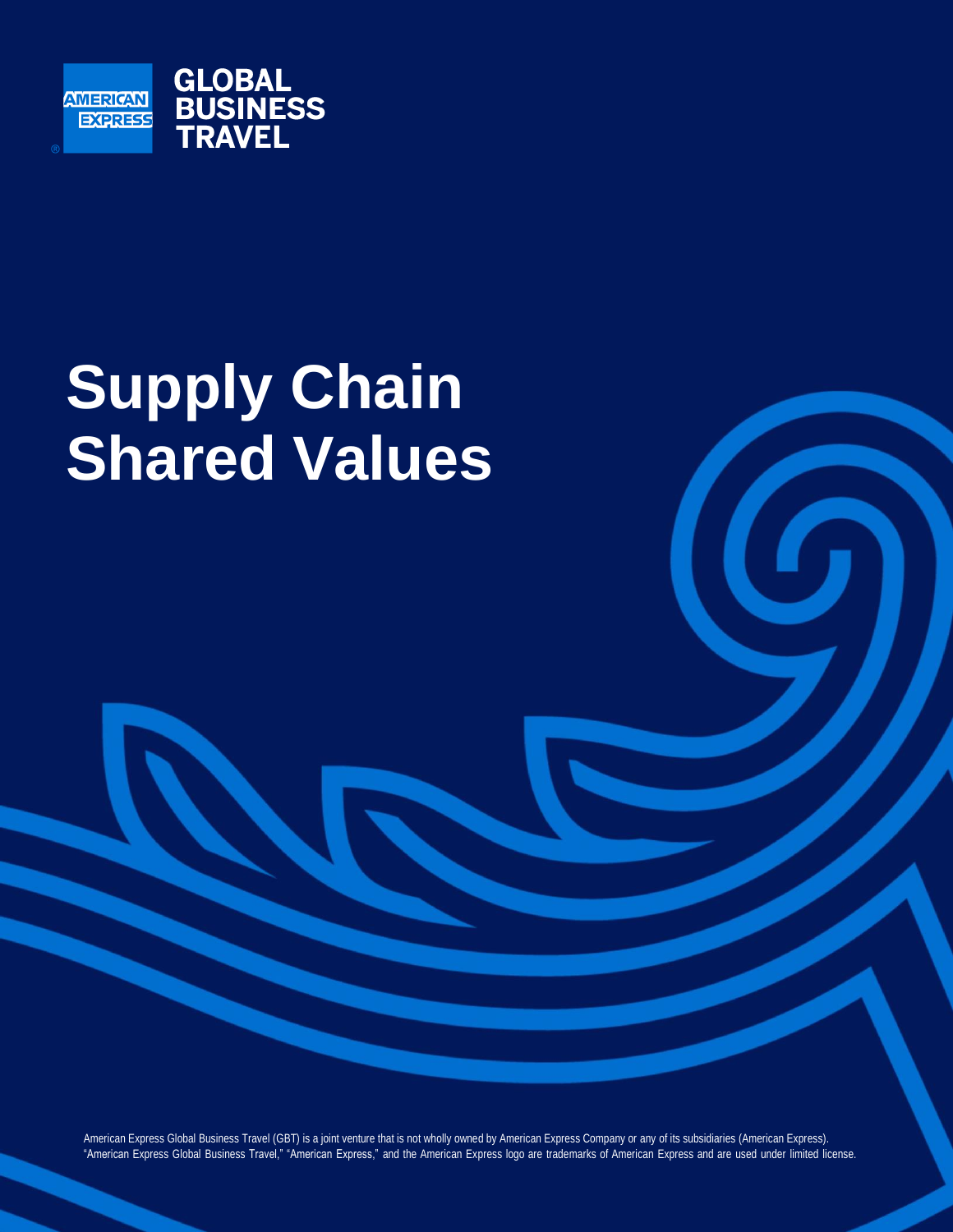AMERICAN EXPRESS

GLOBAL BUSINESS TRAVEL

# Supply Chain Shared Values

American Express Global Business Travel (GBT) is a joint venture that is not wholly owned by American Express Company or any of its subsidiaries (American Express). "American Express Global Business Travel," "American Express," and the American Express logo are trademarks of American Express and are used under limited license.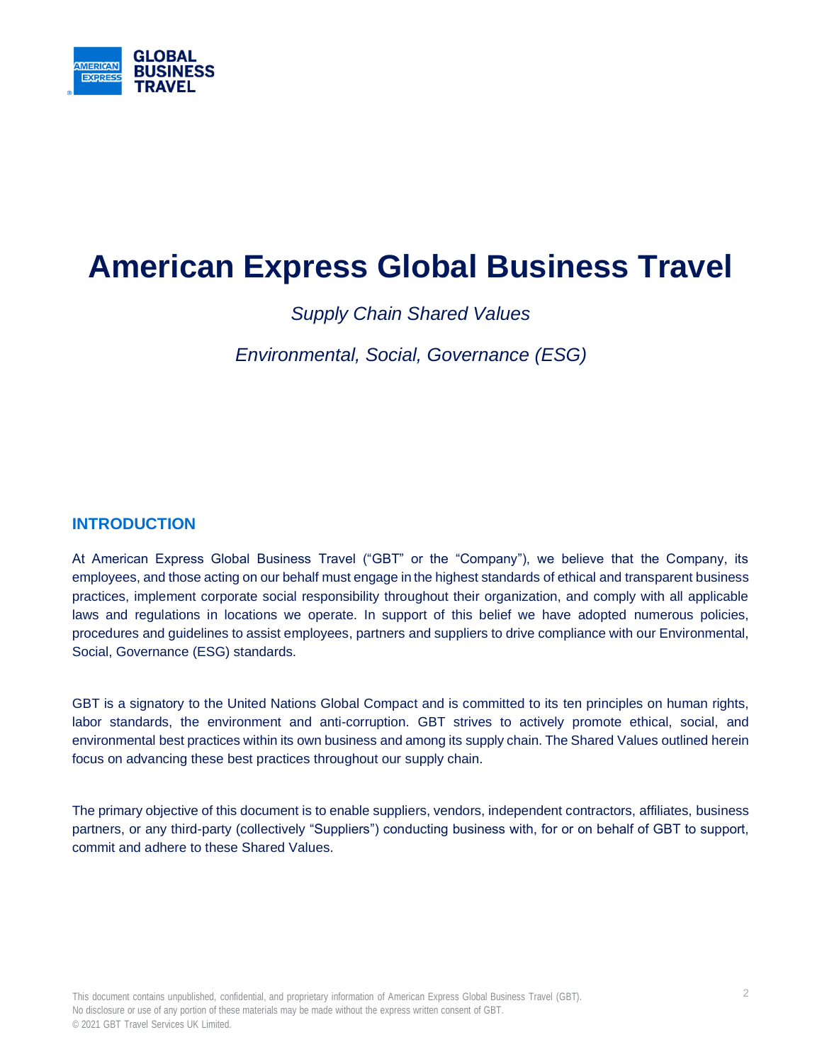# American Express Global Business Travel

*Supply Chain Shared Values*

*Environmental, Social, Governance (ESG)*

## INTRODUCTION

At American Express Global Business Travel ("GBT" or the "Company"), we believe that the Company, its employees, and those acting on our behalf must engage in the highest standards of ethical and transparent business practices, implement corporate social responsibility throughout their organization, and comply with all applicable laws and regulations in locations we operate. In support of this belief we have adopted numerous policies, procedures and guidelines to assist employees, partners and suppliers to drive compliance with our Environmental, Social, Governance (ESG) standards.

GBT is a signatory to the United Nations Global Compact and is committed to its ten principles on human rights, labor standards, the environment and anti-corruption. GBT strives to actively promote ethical, social, and environmental best practices within its own business and among its supply chain. The Shared Values outlined herein focus on advancing these best practices throughout our supply chain.

The primary objective of this document is to enable suppliers, vendors, independent contractors, affiliates, business partners, or any third-party (collectively "Suppliers") conducting business with, for or on behalf of GBT to support, commit and adhere to these Shared Values.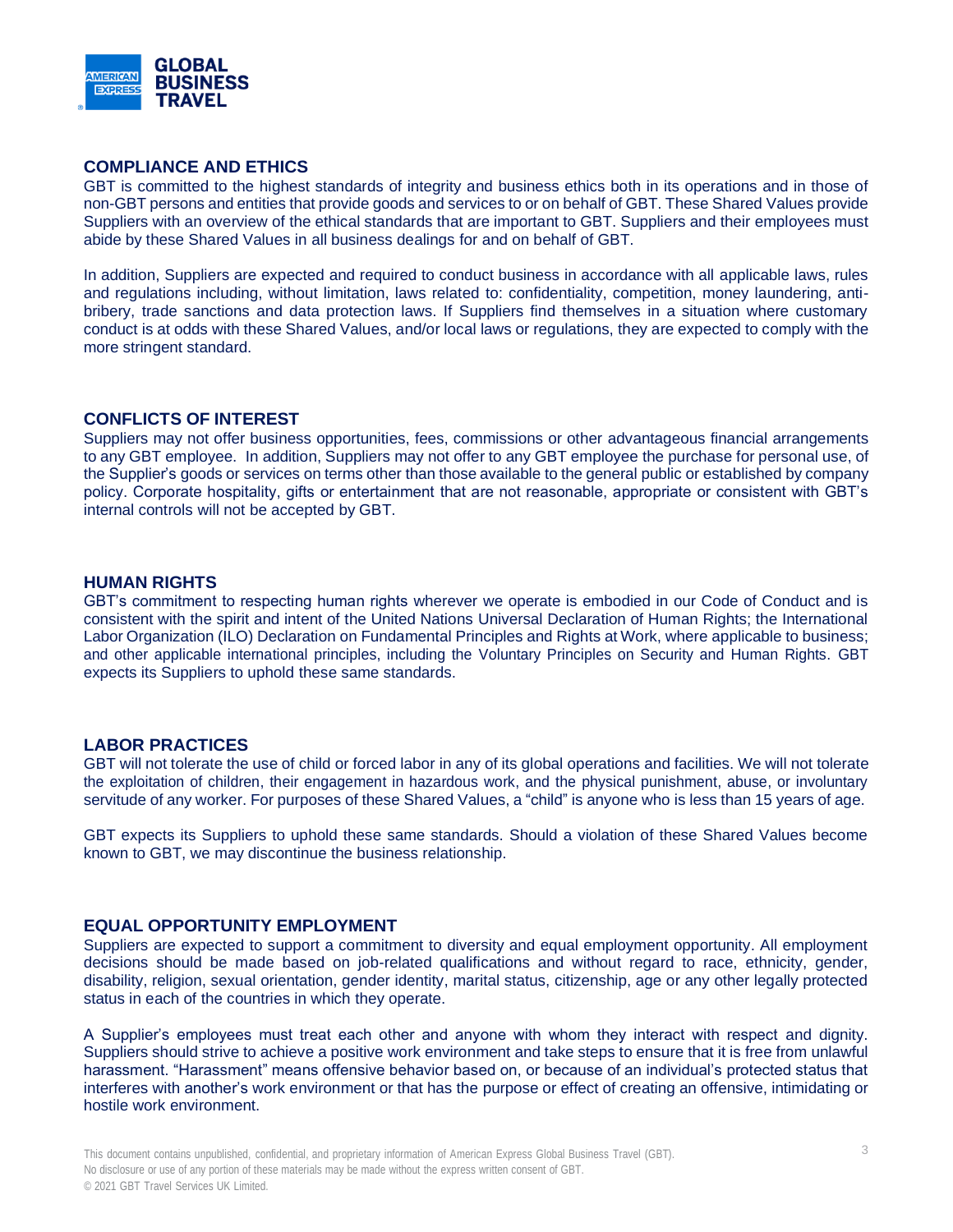## COMPLIANCE AND ETHICS

GBT is committed to the highest standards of integrity and business ethics both in its operations and in those of non-GBT persons and entities that provide goods and services to or on behalf of GBT. These Shared Values provide Suppliers with an overview of the ethical standards that are important to GBT. Suppliers and their employees must abide by these Shared Values in all business dealings for and on behalf of GBT.

In addition, Suppliers are expected and required to conduct business in accordance with all applicable laws, rules and regulations including, without limitation, laws related to: confidentiality, competition, money laundering, anti-bribery, trade sanctions and data protection laws. If Suppliers find themselves in a situation where customary conduct is at odds with these Shared Values, and/or local laws or regulations, they are expected to comply with the more stringent standard.

## CONFLICTS OF INTEREST

Suppliers may not offer business opportunities, fees, commissions or other advantageous financial arrangements to any GBT employee. In addition, Suppliers may not offer to any GBT employee the purchase for personal use, of the Supplier's goods or services on terms other than those available to the general public or established by company policy. Corporate hospitality, gifts or entertainment that are not reasonable, appropriate or consistent with GBT's internal controls will not be accepted by GBT.

## HUMAN RIGHTS

GBT's commitment to respecting human rights wherever we operate is embodied in our Code of Conduct and is consistent with the spirit and intent of the United Nations Universal Declaration of Human Rights; the International Labor Organization (ILO) Declaration on Fundamental Principles and Rights at Work, where applicable to business; and other applicable international principles, including the Voluntary Principles on Security and Human Rights. GBT expects its Suppliers to uphold these same standards.

## LABOR PRACTICES

GBT will not tolerate the use of child or forced labor in any of its global operations and facilities. We will not tolerate the exploitation of children, their engagement in hazardous work, and the physical punishment, abuse, or involuntary servitude of any worker. For purposes of these Shared Values, a "child" is anyone who is less than 15 years of age.

GBT expects its Suppliers to uphold these same standards. Should a violation of these Shared Values become known to GBT, we may discontinue the business relationship.

## EQUAL OPPORTUNITY EMPLOYMENT

Suppliers are expected to support a commitment to diversity and equal employment opportunity. All employment decisions should be made based on job-related qualifications and without regard to race, ethnicity, gender, disability, religion, sexual orientation, gender identity, marital status, citizenship, age or any other legally protected status in each of the countries in which they operate.

A Supplier's employees must treat each other and anyone with whom they interact with respect and dignity. Suppliers should strive to achieve a positive work environment and take steps to ensure that it is free from unlawful harassment. "Harassment" means offensive behavior based on, or because of an individual's protected status that interferes with another's work environment or that has the purpose or effect of creating an offensive, intimidating or hostile work environment.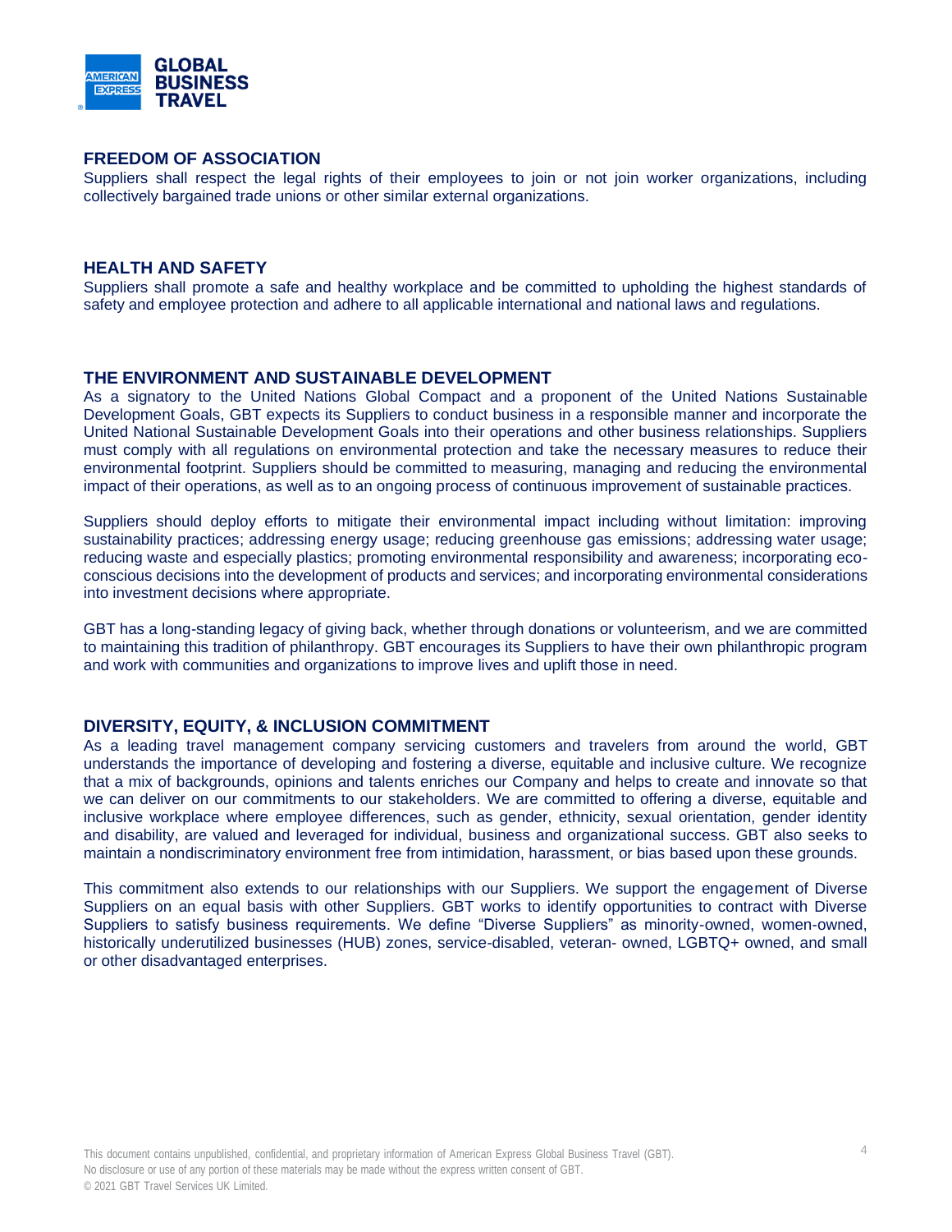## FREEDOM OF ASSOCIATION

Suppliers shall respect the legal rights of their employees to join or not join worker organizations, including collectively bargained trade unions or other similar external organizations.

## HEALTH AND SAFETY

Suppliers shall promote a safe and healthy workplace and be committed to upholding the highest standards of safety and employee protection and adhere to all applicable international and national laws and regulations.

## THE ENVIRONMENT AND SUSTAINABLE DEVELOPMENT

As a signatory to the United Nations Global Compact and a proponent of the United Nations Sustainable Development Goals, GBT expects its Suppliers to conduct business in a responsible manner and incorporate the United National Sustainable Development Goals into their operations and other business relationships. Suppliers must comply with all regulations on environmental protection and take the necessary measures to reduce their environmental footprint. Suppliers should be committed to measuring, managing and reducing the environmental impact of their operations, as well as to an ongoing process of continuous improvement of sustainable practices.

Suppliers should deploy efforts to mitigate their environmental impact including without limitation: improving sustainability practices; addressing energy usage; reducing greenhouse gas emissions; addressing water usage; reducing waste and especially plastics; promoting environmental responsibility and awareness; incorporating eco-conscious decisions into the development of products and services; and incorporating environmental considerations into investment decisions where appropriate.

GBT has a long-standing legacy of giving back, whether through donations or volunteerism, and we are committed to maintaining this tradition of philanthropy. GBT encourages its Suppliers to have their own philanthropic program and work with communities and organizations to improve lives and uplift those in need.

## DIVERSITY, EQUITY, & INCLUSION COMMITMENT

As a leading travel management company servicing customers and travelers from around the world, GBT understands the importance of developing and fostering a diverse, equitable and inclusive culture. We recognize that a mix of backgrounds, opinions and talents enriches our Company and helps to create and innovate so that we can deliver on our commitments to our stakeholders. We are committed to offering a diverse, equitable and inclusive workplace where employee differences, such as gender, ethnicity, sexual orientation, gender identity and disability, are valued and leveraged for individual, business and organizational success. GBT also seeks to maintain a nondiscriminatory environment free from intimidation, harassment, or bias based upon these grounds.

This commitment also extends to our relationships with our Suppliers. We support the engagement of Diverse Suppliers on an equal basis with other Suppliers. GBT works to identify opportunities to contract with Diverse Suppliers to satisfy business requirements. We define "Diverse Suppliers" as minority-owned, women-owned, historically underutilized businesses (HUB) zones, service-disabled, veteran- owned, LGBTQ+ owned, and small or other disadvantaged enterprises.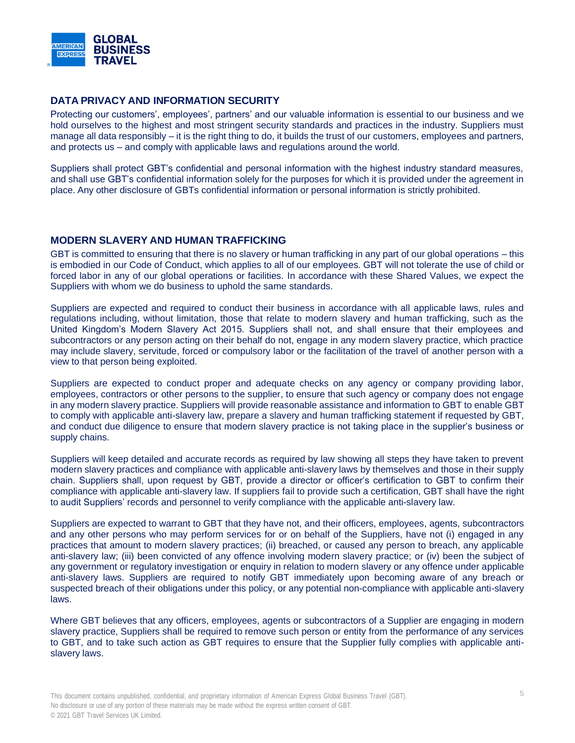## DATA PRIVACY AND INFORMATION SECURITY

Protecting our customers', employees', partners' and our valuable information is essential to our business and we hold ourselves to the highest and most stringent security standards and practices in the industry. Suppliers must manage all data responsibly – it is the right thing to do, it builds the trust of our customers, employees and partners, and protects us – and comply with applicable laws and regulations around the world.

Suppliers shall protect GBT's confidential and personal information with the highest industry standard measures, and shall use GBT's confidential information solely for the purposes for which it is provided under the agreement in place. Any other disclosure of GBTs confidential information or personal information is strictly prohibited.

## MODERN SLAVERY AND HUMAN TRAFFICKING

GBT is committed to ensuring that there is no slavery or human trafficking in any part of our global operations – this is embodied in our Code of Conduct, which applies to all of our employees. GBT will not tolerate the use of child or forced labor in any of our global operations or facilities. In accordance with these Shared Values, we expect the Suppliers with whom we do business to uphold the same standards.

Suppliers are expected and required to conduct their business in accordance with all applicable laws, rules and regulations including, without limitation, those that relate to modern slavery and human trafficking, such as the United Kingdom's Modern Slavery Act 2015. Suppliers shall not, and shall ensure that their employees and subcontractors or any person acting on their behalf do not, engage in any modern slavery practice, which practice may include slavery, servitude, forced or compulsory labor or the facilitation of the travel of another person with a view to that person being exploited.

Suppliers are expected to conduct proper and adequate checks on any agency or company providing labor, employees, contractors or other persons to the supplier, to ensure that such agency or company does not engage in any modern slavery practice. Suppliers will provide reasonable assistance and information to GBT to enable GBT to comply with applicable anti-slavery law, prepare a slavery and human trafficking statement if requested by GBT, and conduct due diligence to ensure that modern slavery practice is not taking place in the supplier's business or supply chains.

Suppliers will keep detailed and accurate records as required by law showing all steps they have taken to prevent modern slavery practices and compliance with applicable anti-slavery laws by themselves and those in their supply chain. Suppliers shall, upon request by GBT, provide a director or officer's certification to GBT to confirm their compliance with applicable anti-slavery law. If suppliers fail to provide such a certification, GBT shall have the right to audit Suppliers' records and personnel to verify compliance with the applicable anti-slavery law.

Suppliers are expected to warrant to GBT that they have not, and their officers, employees, agents, subcontractors and any other persons who may perform services for or on behalf of the Suppliers, have not (i) engaged in any practices that amount to modern slavery practices; (ii) breached, or caused any person to breach, any applicable anti-slavery law; (iii) been convicted of any offence involving modern slavery practice; or (iv) been the subject of any government or regulatory investigation or enquiry in relation to modern slavery or any offence under applicable anti-slavery laws. Suppliers are required to notify GBT immediately upon becoming aware of any breach or suspected breach of their obligations under this policy, or any potential non-compliance with applicable anti-slavery laws.

Where GBT believes that any officers, employees, agents or subcontractors of a Supplier are engaging in modern slavery practice, Suppliers shall be required to remove such person or entity from the performance of any services to GBT, and to take such action as GBT requires to ensure that the Supplier fully complies with applicable anti-slavery laws.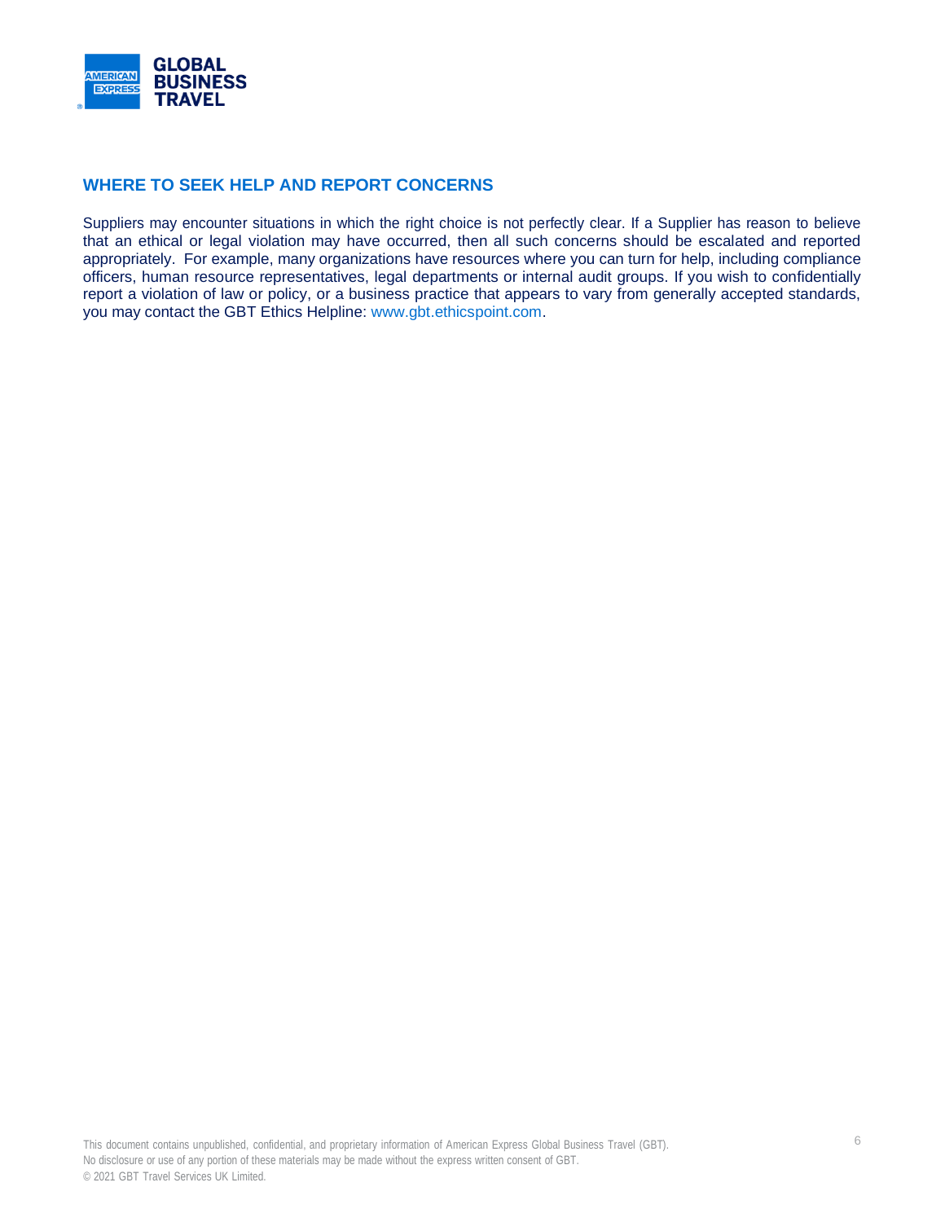## WHERE TO SEEK HELP AND REPORT CONCERNS

Suppliers may encounter situations in which the right choice is not perfectly clear. If a Supplier has reason to believe that an ethical or legal violation may have occurred, then all such concerns should be escalated and reported appropriately. For example, many organizations have resources where you can turn for help, including compliance officers, human resource representatives, legal departments or internal audit groups. If you wish to confidentially report a violation of law or policy, or a business practice that appears to vary from generally accepted standards, you may contact the GBT Ethics Helpline: www.gbt.ethicspoint.com.